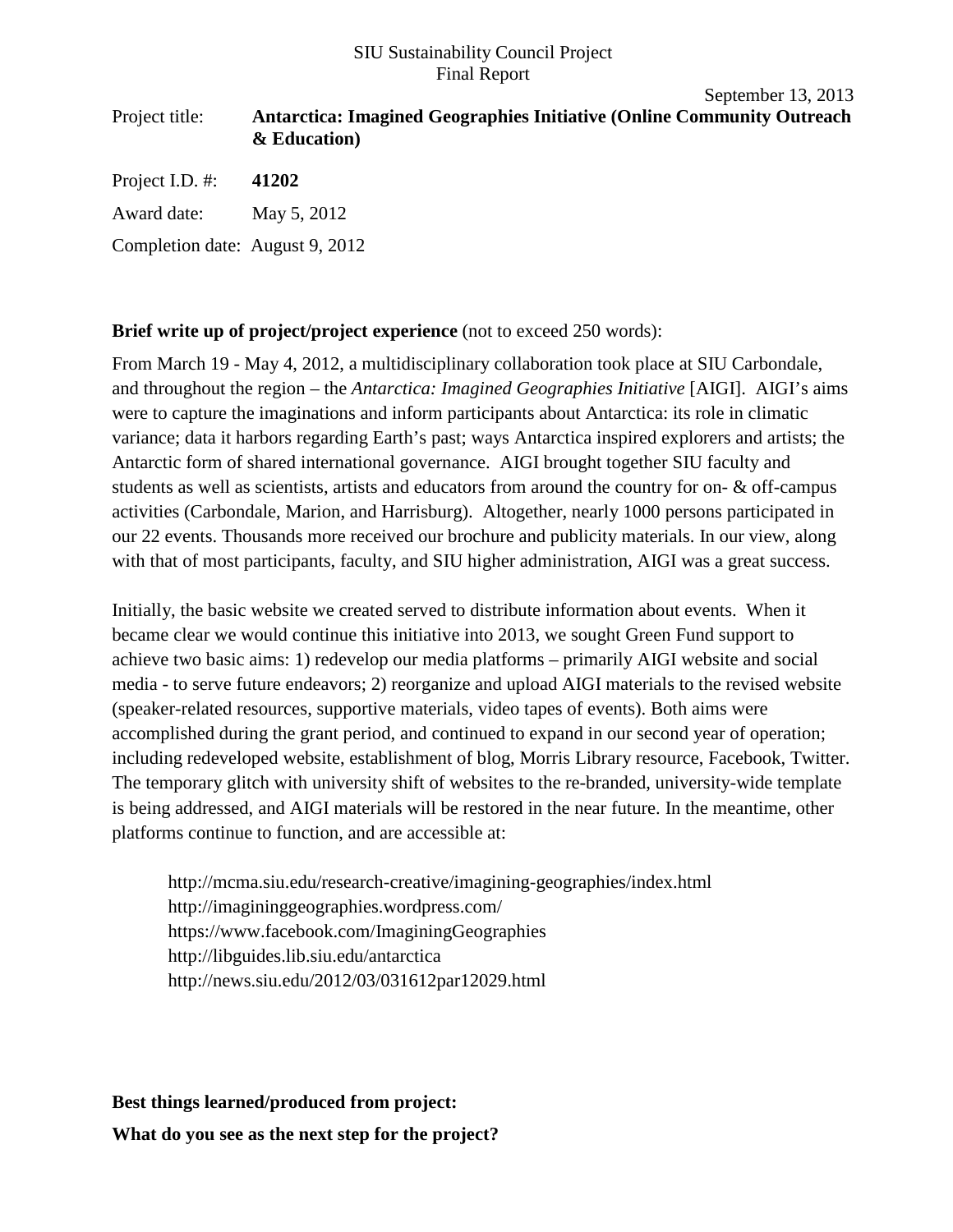SIU Sustainability Council Project

Final Report

September 13, 2013

Project title: **Antarctica: Imagined Geographies Initiative (Online Community Outreach & Education)**

Project I.D. #: **41202**

Award date: May 5, 2012

Completion date: August 9, 2012

**Brief write up of project/project experience** (not to exceed 250 words):

From March 19 - May 4, 2012, a multidisciplinary collaboration took place at SIU Carbondale, and throughout the region – the *Antarctica: Imagined Geographies Initiative* [AIGI]. AIGI's aims were to capture the imaginations and inform participants about Antarctica: its role in climatic variance; data it harbors regarding Earth's past; ways Antarctica inspired explorers and artists; the Antarctic form of shared international governance. AIGI brought together SIU faculty and students as well as scientists, artists and educators from around the country for on- & off-campus activities (Carbondale, Marion, and Harrisburg). Altogether, nearly 1000 persons participated in our 22 events. Thousands more received our brochure and publicity materials. In our view, along with that of most participants, faculty, and SIU higher administration, AIGI was a great success.

Initially, the basic website we created served to distribute information about events. When it became clear we would continue this initiative into 2013, we sought Green Fund support to achieve two basic aims: 1) redevelop our media platforms – primarily AIGI website and social media - to serve future endeavors; 2) reorganize and upload AIGI materials to the revised website (speaker-related resources, supportive materials, video tapes of events). Both aims were accomplished during the grant period, and continued to expand in our second year of operation; including redeveloped website, establishment of blog, Morris Library resource, Facebook, Twitter. The temporary glitch with university shift of websites to the re-branded, university-wide template is being addressed, and AIGI materials will be restored in the near future. In the meantime, other platforms continue to function, and are accessible at:

http://mcma.siu.edu/research-creative/imagining-geographies/index.html
http://imagininggeographies.wordpress.com/
https://www.facebook.com/ImaginingGeographies
http://libguides.lib.siu.edu/antarctica
http://news.siu.edu/2012/03/031612par12029.html

**Best things learned/produced from project:**

**What do you see as the next step for the project?**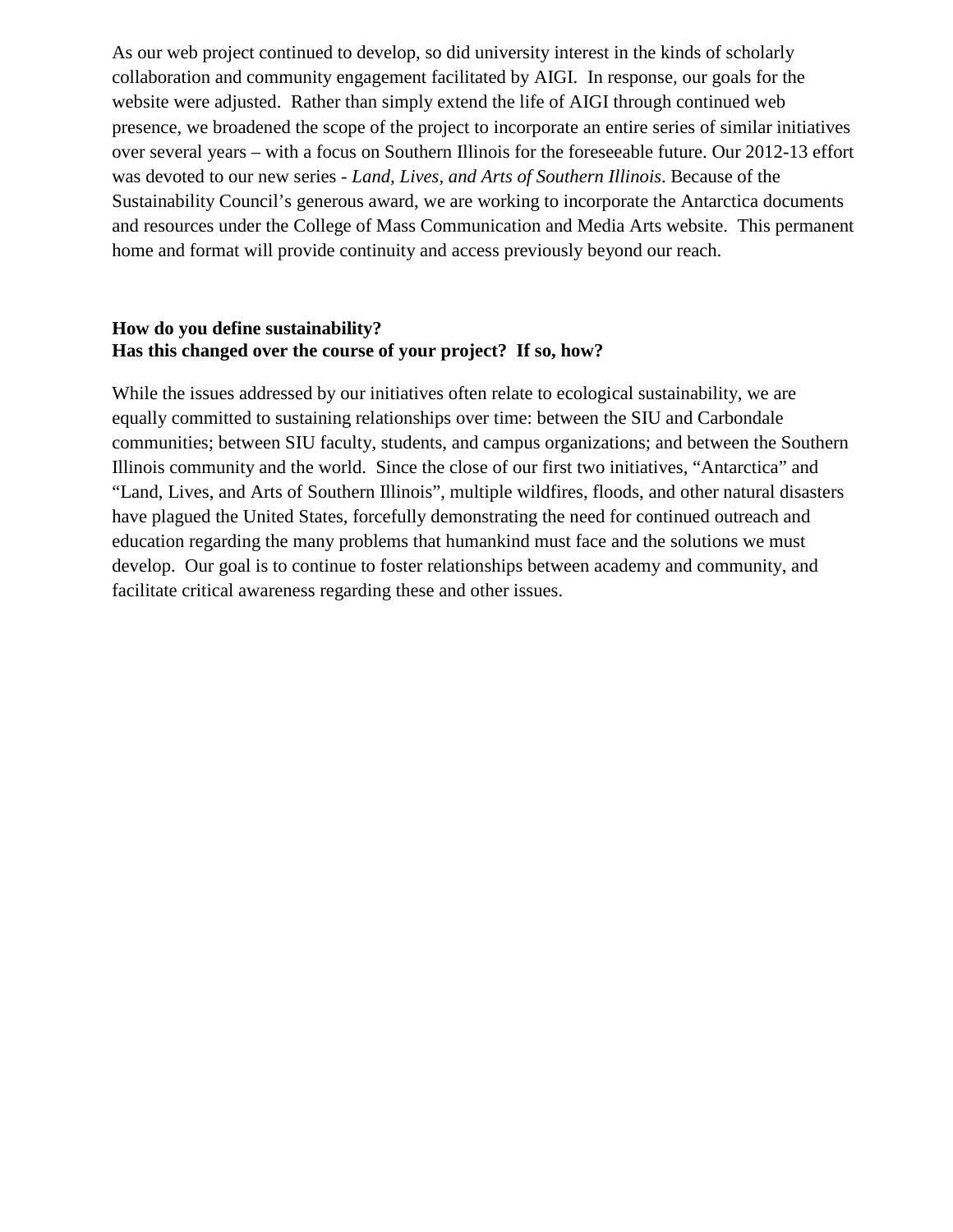As our web project continued to develop, so did university interest in the kinds of scholarly collaboration and community engagement facilitated by AIGI. In response, our goals for the website were adjusted. Rather than simply extend the life of AIGI through continued web presence, we broadened the scope of the project to incorporate an entire series of similar initiatives over several years – with a focus on Southern Illinois for the foreseeable future. Our 2012-13 effort was devoted to our new series - *Land, Lives, and Arts of Southern Illinois*. Because of the Sustainability Council's generous award, we are working to incorporate the Antarctica documents and resources under the College of Mass Communication and Media Arts website. This permanent home and format will provide continuity and access previously beyond our reach.

**How do you define sustainability?**
**Has this changed over the course of your project? If so, how?**

While the issues addressed by our initiatives often relate to ecological sustainability, we are equally committed to sustaining relationships over time: between the SIU and Carbondale communities; between SIU faculty, students, and campus organizations; and between the Southern Illinois community and the world. Since the close of our first two initiatives, "Antarctica" and "Land, Lives, and Arts of Southern Illinois", multiple wildfires, floods, and other natural disasters have plagued the United States, forcefully demonstrating the need for continued outreach and education regarding the many problems that humankind must face and the solutions we must develop. Our goal is to continue to foster relationships between academy and community, and facilitate critical awareness regarding these and other issues.